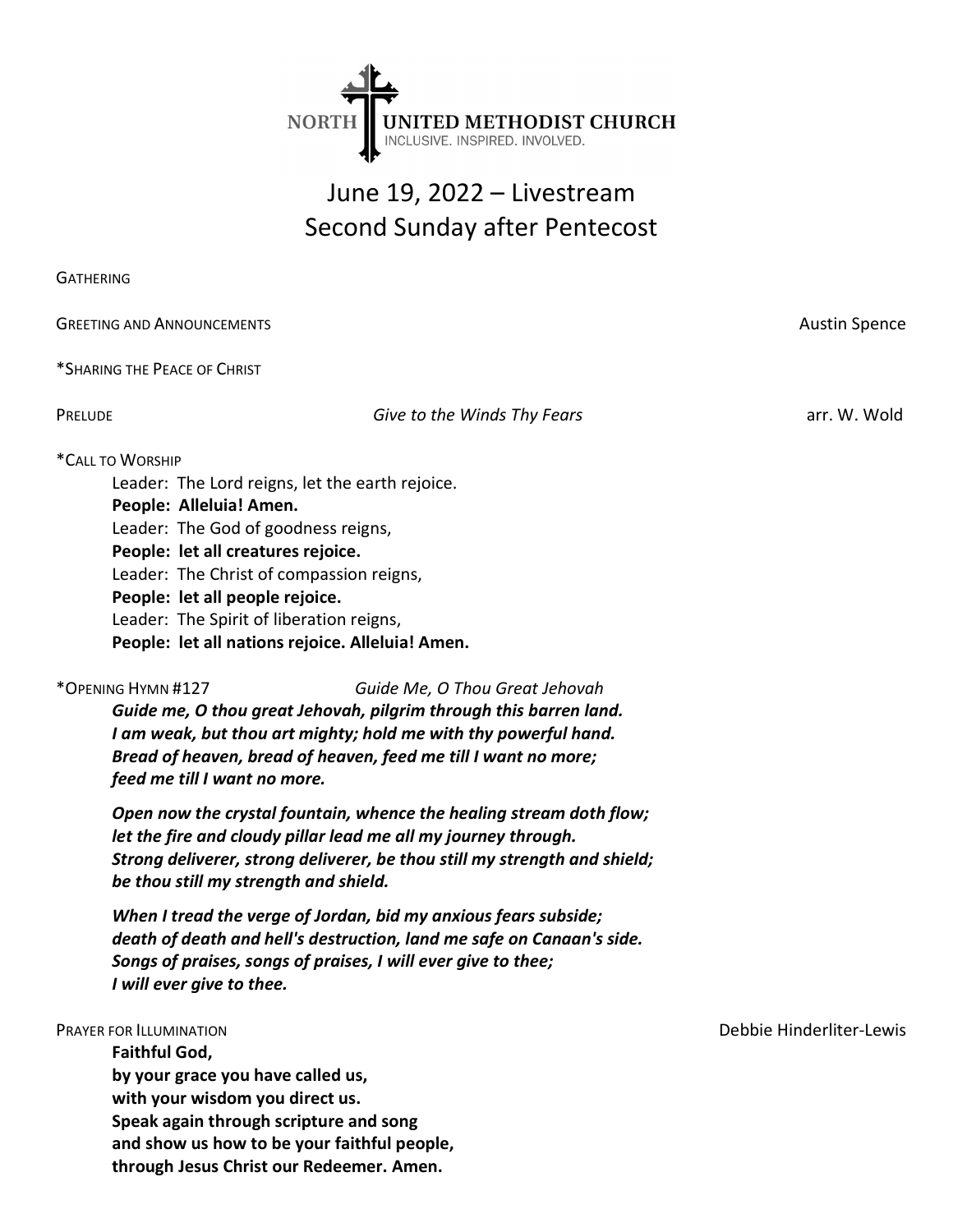NORTH UNITED METHODIST CHURCH
INCLUSIVE. INSPIRED. INVOLVED.

# June 19, 2022 – Livestream
# Second Sunday after Pentecost

GATHERING

GREETING AND ANNOUNCEMENTS — Austin Spence

*SHARING THE PEACE OF CHRIST

PRELUDE — *Give to the Winds Thy Fears* — arr. W. Wold

*CALL TO WORSHIP

Leader: The Lord reigns, let the earth rejoice.
**People: Alleluia! Amen.**
Leader: The God of goodness reigns,
**People: let all creatures rejoice.**
Leader: The Christ of compassion reigns,
**People: let all people rejoice.**
Leader: The Spirit of liberation reigns,
**People: let all nations rejoice. Alleluia! Amen.**

*OPENING HYMN #127 — *Guide Me, O Thou Great Jehovah*

***Guide me, O thou great Jehovah, pilgrim through this barren land.***
***I am weak, but thou art mighty; hold me with thy powerful hand.***
***Bread of heaven, bread of heaven, feed me till I want no more;***
***feed me till I want no more.***

***Open now the crystal fountain, whence the healing stream doth flow;***
***let the fire and cloudy pillar lead me all my journey through.***
***Strong deliverer, strong deliverer, be thou still my strength and shield;***
***be thou still my strength and shield.***

***When I tread the verge of Jordan, bid my anxious fears subside;***
***death of death and hell's destruction, land me safe on Canaan's side.***
***Songs of praises, songs of praises, I will ever give to thee;***
***I will ever give to thee.***

PRAYER FOR ILLUMINATION — Debbie Hinderliter-Lewis

**Faithful God,**
**by your grace you have called us,**
**with your wisdom you direct us.**
**Speak again through scripture and song**
**and show us how to be your faithful people,**
**through Jesus Christ our Redeemer. Amen.**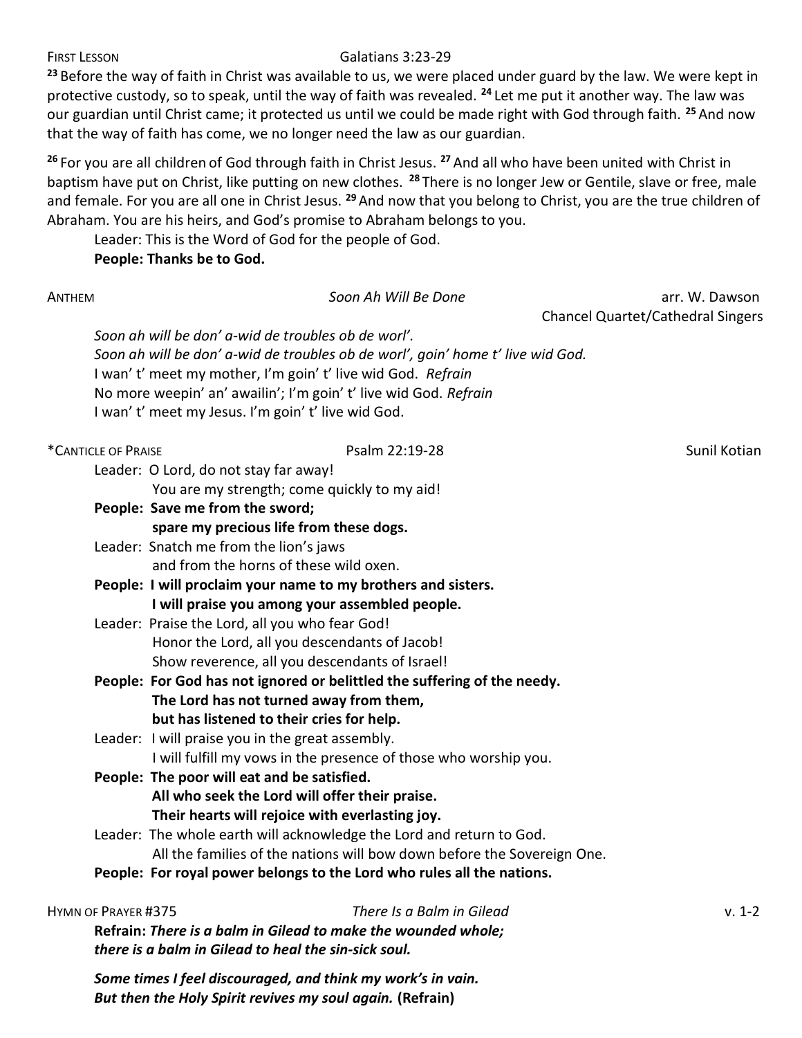FIRST LESSON Galatians 3:23-29

[23] Before the way of faith in Christ was available to us, we were placed under guard by the law. We were kept in protective custody, so to speak, until the way of faith was revealed. [24] Let me put it another way. The law was our guardian until Christ came; it protected us until we could be made right with God through faith. [25] And now that the way of faith has come, we no longer need the law as our guardian.

[26] For you are all children of God through faith in Christ Jesus. [27] And all who have been united with Christ in baptism have put on Christ, like putting on new clothes. [28] There is no longer Jew or Gentile, slave or free, male and female. For you are all one in Christ Jesus. [29] And now that you belong to Christ, you are the true children of Abraham. You are his heirs, and God's promise to Abraham belongs to you.

Leader: This is the Word of God for the people of God.
**People: Thanks be to God.**

ANTHEM *Soon Ah Will Be Done* arr. W. Dawson
Chancel Quartet/Cathedral Singers

*Soon ah will be don' a-wid de troubles ob de worl'.*
*Soon ah will be don' a-wid de troubles ob de worl', goin' home t' live wid God.*
I wan' t' meet my mother, I'm goin' t' live wid God. *Refrain*
No more weepin' an' awailin'; I'm goin' t' live wid God. *Refrain*
I wan' t' meet my Jesus. I'm goin' t' live wid God.

*CANTICLE OF PRAISE Psalm 22:19-28 Sunil Kotian

Leader: O Lord, do not stay far away!
You are my strength; come quickly to my aid!
**People: Save me from the sword;**
**spare my precious life from these dogs.**
Leader: Snatch me from the lion's jaws
and from the horns of these wild oxen.
**People: I will proclaim your name to my brothers and sisters.**
**I will praise you among your assembled people.**
Leader: Praise the Lord, all you who fear God!
Honor the Lord, all you descendants of Jacob!
Show reverence, all you descendants of Israel!
**People: For God has not ignored or belittled the suffering of the needy.**
**The Lord has not turned away from them,**
**but has listened to their cries for help.**
Leader: I will praise you in the great assembly.
I will fulfill my vows in the presence of those who worship you.
**People: The poor will eat and be satisfied.**
**All who seek the Lord will offer their praise.**
**Their hearts will rejoice with everlasting joy.**
Leader: The whole earth will acknowledge the Lord and return to God.
All the families of the nations will bow down before the Sovereign One.
**People: For royal power belongs to the Lord who rules all the nations.**

HYMN OF PRAYER #375 *There Is a Balm in Gilead* v. 1-2

**Refrain:** ***There is a balm in Gilead to make the wounded whole;***
***there is a balm in Gilead to heal the sin-sick soul.***

***Some times I feel discouraged, and think my work's in vain.***
***But then the Holy Spirit revives my soul again.*** **(Refrain)**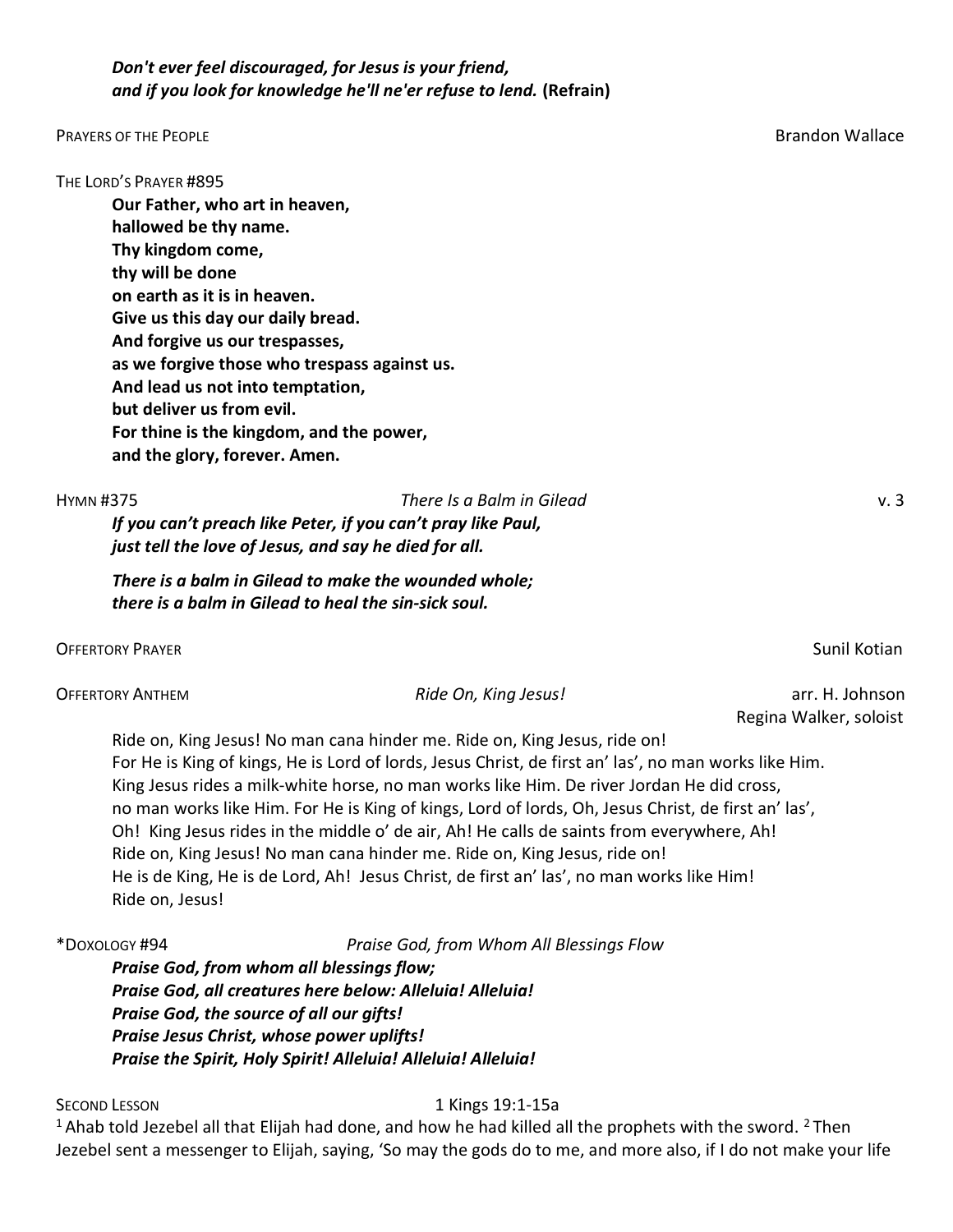***Don't ever feel discouraged, for Jesus is your friend,***
***and if you look for knowledge he'll ne'er refuse to lend.*** **(Refrain)**

PRAYERS OF THE PEOPLE — Brandon Wallace

THE LORD'S PRAYER #895

**Our Father, who art in heaven,**
**hallowed be thy name.**
**Thy kingdom come,**
**thy will be done**
**on earth as it is in heaven.**
**Give us this day our daily bread.**
**And forgive us our trespasses,**
**as we forgive those who trespass against us.**
**And lead us not into temptation,**
**but deliver us from evil.**
**For thine is the kingdom, and the power,**
**and the glory, forever. Amen.**

HYMN #375 — *There Is a Balm in Gilead* — v. 3

***If you can't preach like Peter, if you can't pray like Paul,***
***just tell the love of Jesus, and say he died for all.***

***There is a balm in Gilead to make the wounded whole;***
***there is a balm in Gilead to heal the sin-sick soul.***

OFFERTORY PRAYER — Sunil Kotian

OFFERTORY ANTHEM — *Ride On, King Jesus!* — arr. H. Johnson
Regina Walker, soloist

Ride on, King Jesus! No man cana hinder me. Ride on, King Jesus, ride on!
For He is King of kings, He is Lord of lords, Jesus Christ, de first an' las', no man works like Him.
King Jesus rides a milk-white horse, no man works like Him. De river Jordan He did cross,
no man works like Him. For He is King of kings, Lord of lords, Oh, Jesus Christ, de first an' las',
Oh! King Jesus rides in the middle o' de air, Ah! He calls de saints from everywhere, Ah!
Ride on, King Jesus! No man cana hinder me. Ride on, King Jesus, ride on!
He is de King, He is de Lord, Ah! Jesus Christ, de first an' las', no man works like Him!
Ride on, Jesus!

*DOXOLOGY #94 — *Praise God, from Whom All Blessings Flow*

***Praise God, from whom all blessings flow;***
***Praise God, all creatures here below: Alleluia! Alleluia!***
***Praise God, the source of all our gifts!***
***Praise Jesus Christ, whose power uplifts!***
***Praise the Spirit, Holy Spirit! Alleluia! Alleluia! Alleluia!***

SECOND LESSON — 1 Kings 19:1-15a

[1] Ahab told Jezebel all that Elijah had done, and how he had killed all the prophets with the sword. [2] Then Jezebel sent a messenger to Elijah, saying, 'So may the gods do to me, and more also, if I do not make your life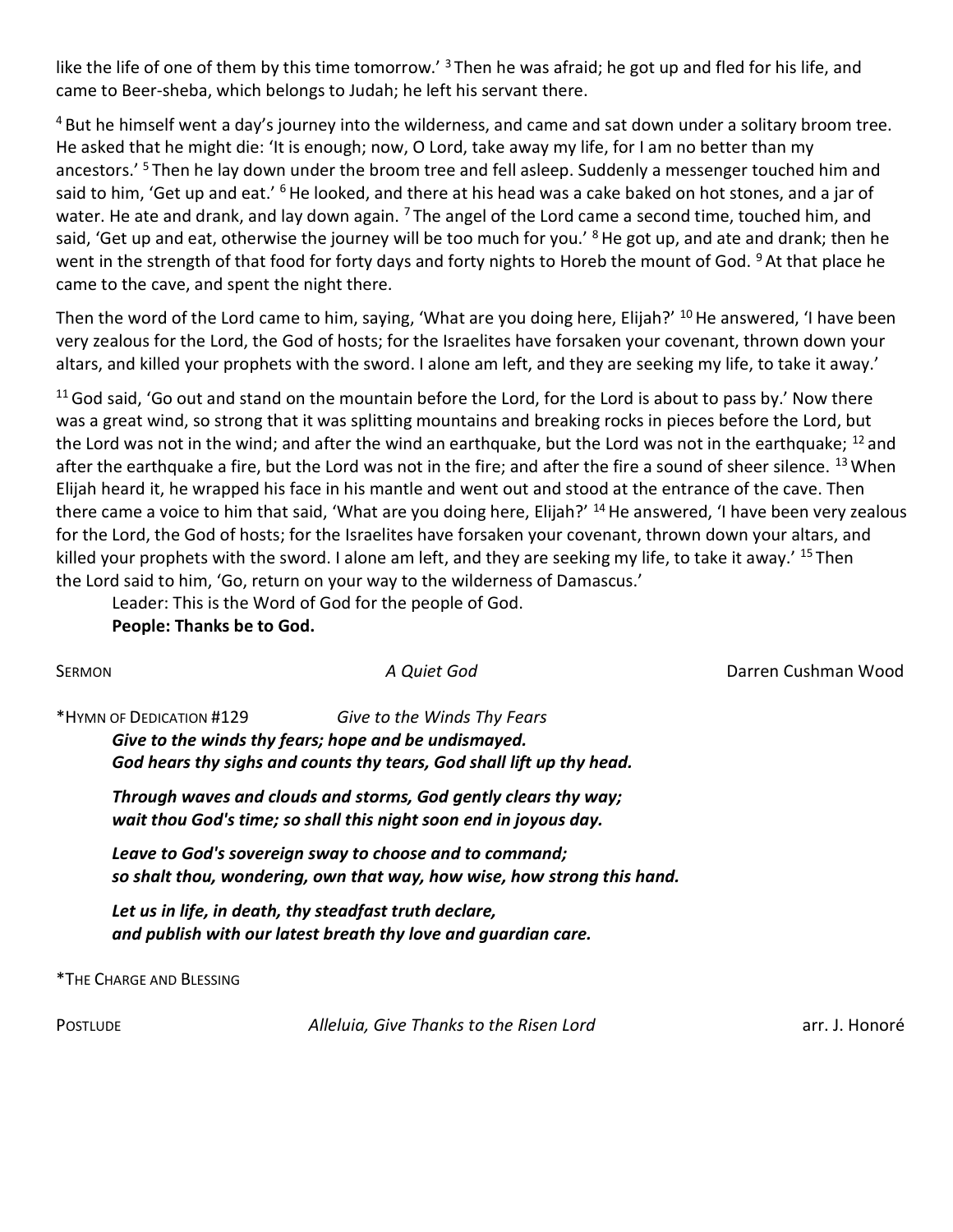like the life of one of them by this time tomorrow.' [3] Then he was afraid; he got up and fled for his life, and came to Beer-sheba, which belongs to Judah; he left his servant there.

[4] But he himself went a day's journey into the wilderness, and came and sat down under a solitary broom tree. He asked that he might die: 'It is enough; now, O Lord, take away my life, for I am no better than my ancestors.' [5] Then he lay down under the broom tree and fell asleep. Suddenly a messenger touched him and said to him, 'Get up and eat.' [6] He looked, and there at his head was a cake baked on hot stones, and a jar of water. He ate and drank, and lay down again. [7] The angel of the Lord came a second time, touched him, and said, 'Get up and eat, otherwise the journey will be too much for you.' [8] He got up, and ate and drank; then he went in the strength of that food for forty days and forty nights to Horeb the mount of God. [9] At that place he came to the cave, and spent the night there.

Then the word of the Lord came to him, saying, 'What are you doing here, Elijah?' [10] He answered, 'I have been very zealous for the Lord, the God of hosts; for the Israelites have forsaken your covenant, thrown down your altars, and killed your prophets with the sword. I alone am left, and they are seeking my life, to take it away.'

[11] God said, 'Go out and stand on the mountain before the Lord, for the Lord is about to pass by.' Now there was a great wind, so strong that it was splitting mountains and breaking rocks in pieces before the Lord, but the Lord was not in the wind; and after the wind an earthquake, but the Lord was not in the earthquake; [12] and after the earthquake a fire, but the Lord was not in the fire; and after the fire a sound of sheer silence. [13] When Elijah heard it, he wrapped his face in his mantle and went out and stood at the entrance of the cave. Then there came a voice to him that said, 'What are you doing here, Elijah?' [14] He answered, 'I have been very zealous for the Lord, the God of hosts; for the Israelites have forsaken your covenant, thrown down your altars, and killed your prophets with the sword. I alone am left, and they are seeking my life, to take it away.' [15] Then the Lord said to him, 'Go, return on your way to the wilderness of Damascus.'

Leader: This is the Word of God for the people of God.
**People: Thanks be to God.**

SERMON *A Quiet God* Darren Cushman Wood

*HYMN OF DEDICATION #129 *Give to the Winds Thy Fears*

***Give to the winds thy fears; hope and be undismayed.***
***God hears thy sighs and counts thy tears, God shall lift up thy head.***

***Through waves and clouds and storms, God gently clears thy way;***
***wait thou God's time; so shall this night soon end in joyous day.***

***Leave to God's sovereign sway to choose and to command;***
***so shalt thou, wondering, own that way, how wise, how strong this hand.***

***Let us in life, in death, thy steadfast truth declare,***
***and publish with our latest breath thy love and guardian care.***

*THE CHARGE AND BLESSING

POSTLUDE *Alleluia, Give Thanks to the Risen Lord* arr. J. Honoré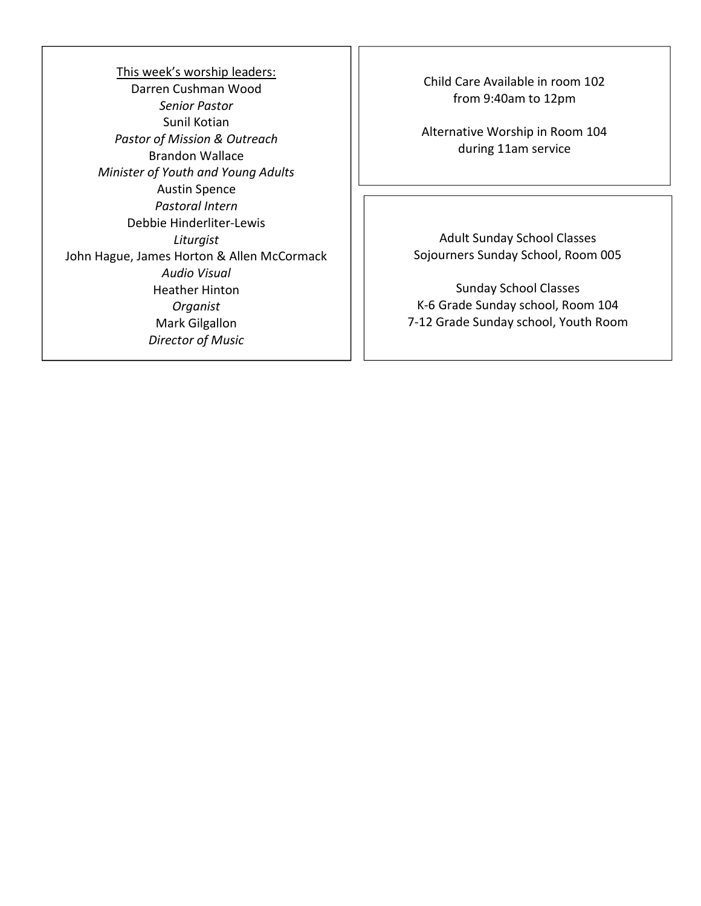This week's worship leaders:

Darren Cushman Wood
*Senior Pastor*
Sunil Kotian
*Pastor of Mission & Outreach*
Brandon Wallace
*Minister of Youth and Young Adults*
Austin Spence
*Pastoral Intern*
Debbie Hinderliter-Lewis
*Liturgist*
John Hague, James Horton & Allen McCormack
*Audio Visual*
Heather Hinton
*Organist*
Mark Gilgallon
*Director of Music*

Child Care Available in room 102
from 9:40am to 12pm

Alternative Worship in Room 104
during 11am service

Adult Sunday School Classes
Sojourners Sunday School, Room 005

Sunday School Classes
K-6 Grade Sunday school, Room 104
7-12 Grade Sunday school, Youth Room